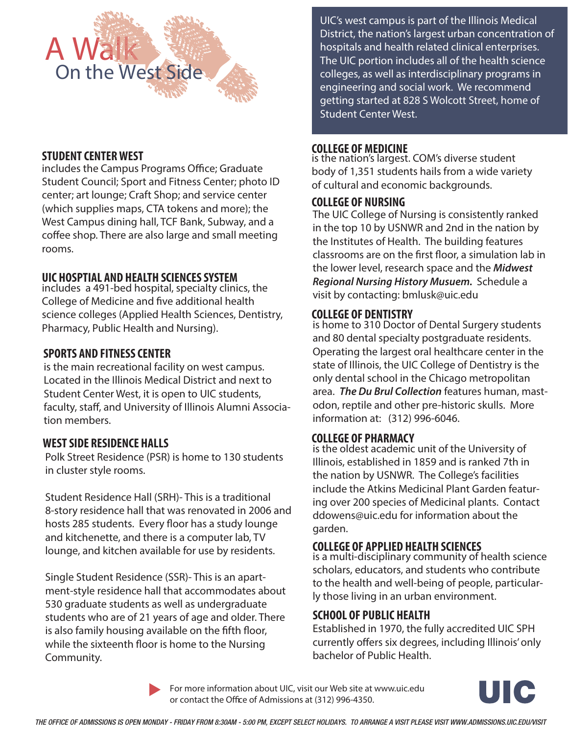# A Walk On the West Side

UIC's west campus is part of the Illinois Medical District, the nation's largest urban concentration of hospitals and health related clinical enterprises. The UIC portion includes all of the health science colleges, as well as interdisciplinary programs in engineering and social work. We recommend getting started at 828 S Wolcott Street, home of Student Center West.

## STUDENT CENTER WEST

includes the Campus Programs Office; Graduate Student Council; Sport and Fitness Center; photo ID center; art lounge; Craft Shop; and service center (which supplies maps, CTA tokens and more); the West Campus dining hall, TCF Bank, Subway, and a coffee shop. There are also large and small meeting rooms.

## UIC HOSPTIAL AND HEALTH SCIENCES SYSTEM

includes a 491-bed hospital, specialty clinics, the College of Medicine and five additional health science colleges (Applied Health Sciences, Dentistry, Pharmacy, Public Health and Nursing).

## SPORTS AND FITNESS CENTER

is the main recreational facility on west campus. Located in the Illinois Medical District and next to Student Center West, it is open to UIC students, faculty, staff, and University of Illinois Alumni Association members.

## WEST SIDE RESIDENCE HALLS

Polk Street Residence (PSR) is home to 130 students in cluster style rooms.

Student Residence Hall (SRH)- This is a traditional 8-story residence hall that was renovated in 2006 and hosts 285 students. Every floor has a study lounge and kitchenette, and there is a computer lab, TV lounge, and kitchen available for use by residents.

Single Student Residence (SSR)- This is an apartment-style residence hall that accommodates about 530 graduate students as well as undergraduate students who are of 21 years of age and older. There is also family housing available on the fifth floor, while the sixteenth floor is home to the Nursing Community.

## COLLEGE OF MEDICINE

is the nation's largest. COM's diverse student body of 1,351 students hails from a wide variety of cultural and economic backgrounds.

## COLLEGE OF NURSING

The UIC College of Nursing is consistently ranked in the top 10 by USNWR and 2nd in the nation by the Institutes of Health. The building features classrooms are on the first floor, a simulation lab in the lower level, research space and the ***Midwest Regional Nursing History Musuem.*** Schedule a visit by contacting: bmlusk@uic.edu

## COLLEGE OF DENTISTRY

is home to 310 Doctor of Dental Surgery students and 80 dental specialty postgraduate residents. Operating the largest oral healthcare center in the state of Illinois, the UIC College of Dentistry is the only dental school in the Chicago metropolitan area. ***The Du Brul Collection*** features human, mastodon, reptile and other pre-historic skulls. More information at: (312) 996-6046.

## COLLEGE OF PHARMACY

is the oldest academic unit of the University of Illinois, established in 1859 and is ranked 7th in the nation by USNWR. The College's facilities include the Atkins Medicinal Plant Garden featuring over 200 species of Medicinal plants. Contact ddowens@uic.edu for information about the garden.

## COLLEGE OF APPLIED HEALTH SCIENCES

is a multi-disciplinary community of health science scholars, educators, and students who contribute to the health and well-being of people, particularly those living in an urban environment.

## SCHOOL OF PUBLIC HEALTH

Established in 1970, the fully accredited UIC SPH currently offers six degrees, including Illinois' only bachelor of Public Health.

For more information about UIC, visit our Web site at www.uic.edu or contact the Office of Admissions at (312) 996-4350.

UIC

*THE OFFICE OF ADMISSIONS IS OPEN MONDAY - FRIDAY FROM 8:30AM - 5:00 PM, EXCEPT SELECT HOLIDAYS. TO ARRANGE A VISIT PLEASE VISIT WWW.ADMISSIONS.UIC.EDU/VISIT*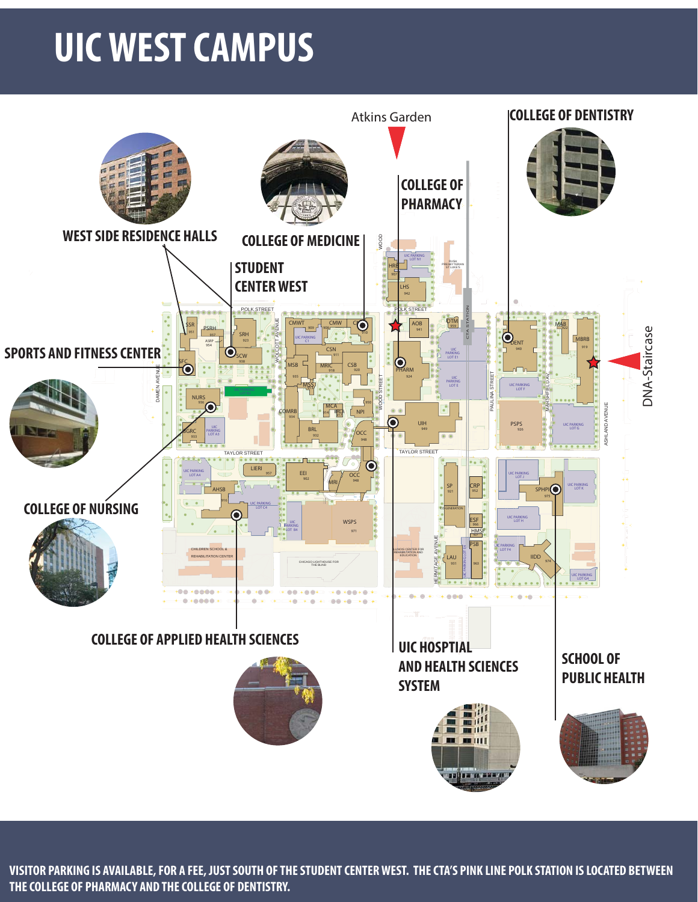# UIC WEST CAMPUS

Atkins Garden

COLLEGE OF DENTISTRY

COLLEGE OF PHARMACY

WEST SIDE RESIDENCE HALLS

COLLEGE OF MEDICINE

STUDENT CENTER WEST

SPORTS AND FITNESS CENTER

DNA-Staircase

COLLEGE OF NURSING

COLLEGE OF APPLIED HEALTH SCIENCES

UIC HOSPTIAL AND HEALTH SCIENCES SYSTEM

SCHOOL OF PUBLIC HEALTH

**VISITOR PARKING IS AVAILABLE, FOR A FEE, JUST SOUTH OF THE STUDENT CENTER WEST. THE CTA'S PINK LINE POLK STATION IS LOCATED BETWEEN THE COLLEGE OF PHARMACY AND THE COLLEGE OF DENTISTRY.**